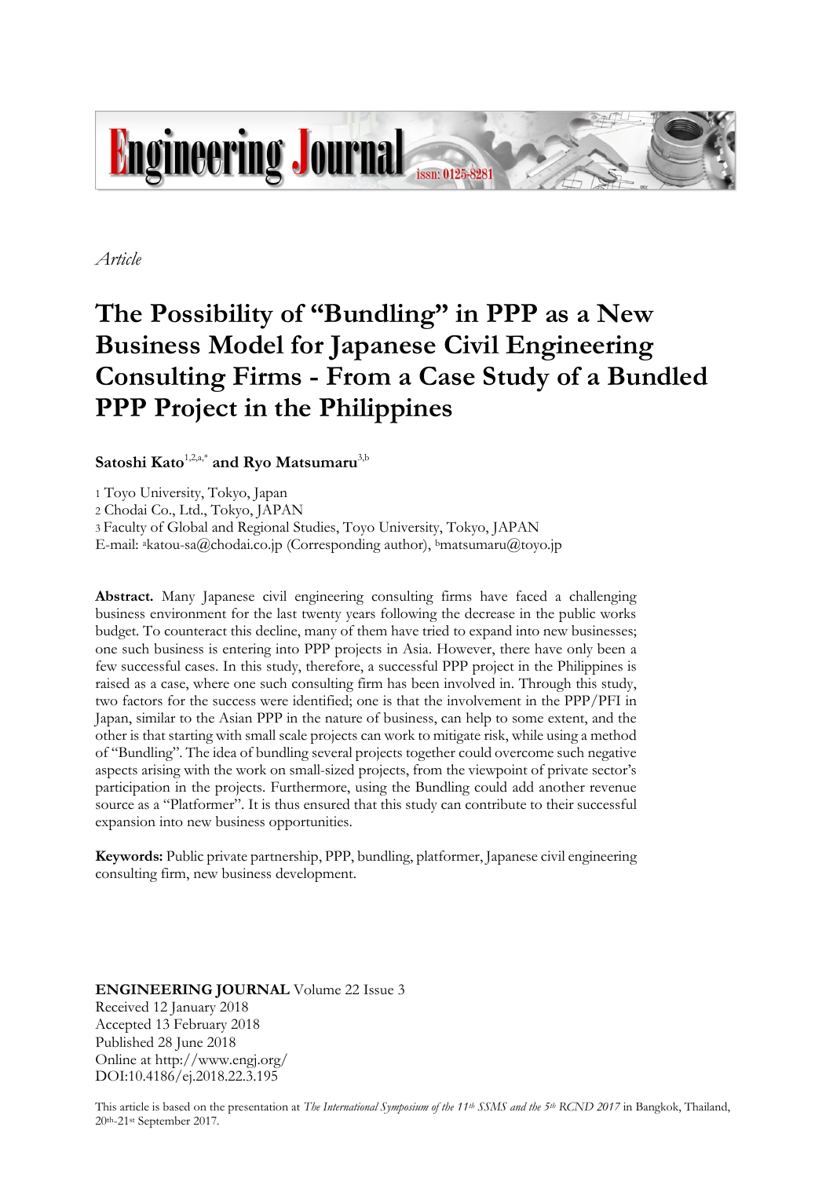*Article*

# The Possibility of "Bundling" in PPP as a New Business Model for Japanese Civil Engineering Consulting Firms - From a Case Study of a Bundled PPP Project in the Philippines

**Satoshi Kato**[1,2,a,*] **and Ryo Matsumaru**[3,b]

1 Toyo University, Tokyo, Japan
2 Chodai Co., Ltd., Tokyo, JAPAN
3 Faculty of Global and Regional Studies, Toyo University, Tokyo, JAPAN
E-mail: [a]katou-sa@chodai.co.jp (Corresponding author), [b]matsumaru@toyo.jp

**Abstract.** Many Japanese civil engineering consulting firms have faced a challenging business environment for the last twenty years following the decrease in the public works budget. To counteract this decline, many of them have tried to expand into new businesses; one such business is entering into PPP projects in Asia. However, there have only been a few successful cases. In this study, therefore, a successful PPP project in the Philippines is raised as a case, where one such consulting firm has been involved in. Through this study, two factors for the success were identified; one is that the involvement in the PPP/PFI in Japan, similar to the Asian PPP in the nature of business, can help to some extent, and the other is that starting with small scale projects can work to mitigate risk, while using a method of "Bundling". The idea of bundling several projects together could overcome such negative aspects arising with the work on small-sized projects, from the viewpoint of private sector's participation in the projects. Furthermore, using the Bundling could add another revenue source as a "Platformer". It is thus ensured that this study can contribute to their successful expansion into new business opportunities.

**Keywords:** Public private partnership, PPP, bundling, platformer, Japanese civil engineering consulting firm, new business development.

**ENGINEERING JOURNAL** Volume 22 Issue 3
Received 12 January 2018
Accepted 13 February 2018
Published 28 June 2018
Online at http://www.engj.org/
DOI:10.4186/ej.2018.22.3.195

This article is based on the presentation at *The International Symposium of the 11th SSMS and the 5th RCND 2017* in Bangkok, Thailand, 20th-21st September 2017.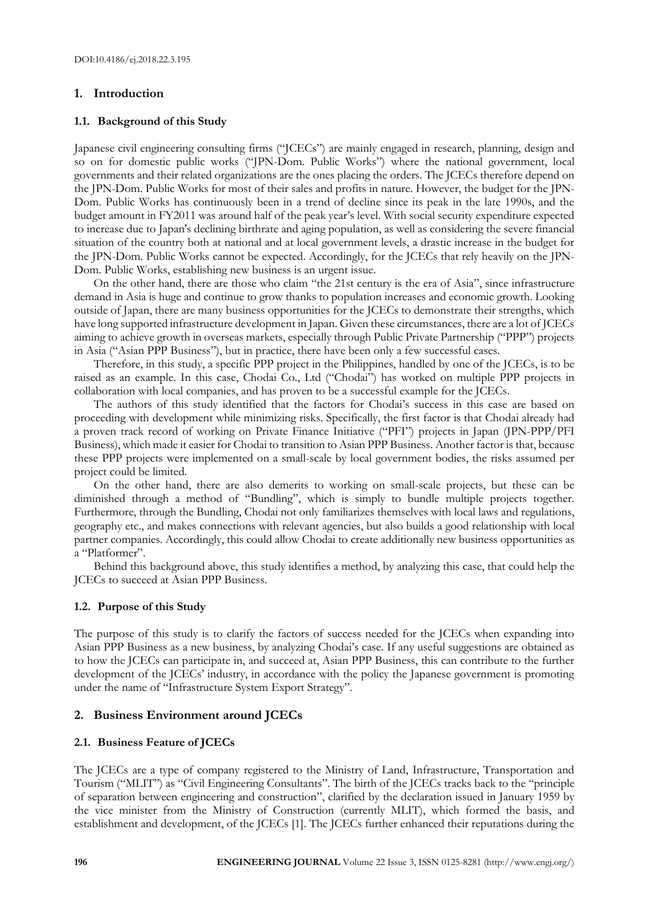## 1. Introduction

### 1.1. Background of this Study

Japanese civil engineering consulting firms ("JCECs") are mainly engaged in research, planning, design and so on for domestic public works ("JPN-Dom. Public Works") where the national government, local governments and their related organizations are the ones placing the orders. The JCECs therefore depend on the JPN-Dom. Public Works for most of their sales and profits in nature. However, the budget for the JPN-Dom. Public Works has continuously been in a trend of decline since its peak in the late 1990s, and the budget amount in FY2011 was around half of the peak year's level. With social security expenditure expected to increase due to Japan's declining birthrate and aging population, as well as considering the severe financial situation of the country both at national and at local government levels, a drastic increase in the budget for the JPN-Dom. Public Works cannot be expected. Accordingly, for the JCECs that rely heavily on the JPN-Dom. Public Works, establishing new business is an urgent issue.

On the other hand, there are those who claim "the 21st century is the era of Asia", since infrastructure demand in Asia is huge and continue to grow thanks to population increases and economic growth. Looking outside of Japan, there are many business opportunities for the JCECs to demonstrate their strengths, which have long supported infrastructure development in Japan. Given these circumstances, there are a lot of JCECs aiming to achieve growth in overseas markets, especially through Public Private Partnership ("PPP") projects in Asia ("Asian PPP Business"), but in practice, there have been only a few successful cases.

Therefore, in this study, a specific PPP project in the Philippines, handled by one of the JCECs, is to be raised as an example. In this case, Chodai Co., Ltd ("Chodai") has worked on multiple PPP projects in collaboration with local companies, and has proven to be a successful example for the JCECs.

The authors of this study identified that the factors for Chodai's success in this case are based on proceeding with development while minimizing risks. Specifically, the first factor is that Chodai already had a proven track record of working on Private Finance Initiative ("PFI") projects in Japan (JPN-PPP/PFI Business), which made it easier for Chodai to transition to Asian PPP Business. Another factor is that, because these PPP projects were implemented on a small-scale by local government bodies, the risks assumed per project could be limited.

On the other hand, there are also demerits to working on small-scale projects, but these can be diminished through a method of "Bundling", which is simply to bundle multiple projects together. Furthermore, through the Bundling, Chodai not only familiarizes themselves with local laws and regulations, geography etc., and makes connections with relevant agencies, but also builds a good relationship with local partner companies. Accordingly, this could allow Chodai to create additionally new business opportunities as a "Platformer".

Behind this background above, this study identifies a method, by analyzing this case, that could help the JCECs to succeed at Asian PPP Business.

### 1.2. Purpose of this Study

The purpose of this study is to clarify the factors of success needed for the JCECs when expanding into Asian PPP Business as a new business, by analyzing Chodai's case. If any useful suggestions are obtained as to how the JCECs can participate in, and succeed at, Asian PPP Business, this can contribute to the further development of the JCECs' industry, in accordance with the policy the Japanese government is promoting under the name of "Infrastructure System Export Strategy".

## 2. Business Environment around JCECs

### 2.1. Business Feature of JCECs

The JCECs are a type of company registered to the Ministry of Land, Infrastructure, Transportation and Tourism ("MLIT") as "Civil Engineering Consultants". The birth of the JCECs tracks back to the "principle of separation between engineering and construction", clarified by the declaration issued in January 1959 by the vice minister from the Ministry of Construction (currently MLIT), which formed the basis, and establishment and development, of the JCECs [1]. The JCECs further enhanced their reputations during the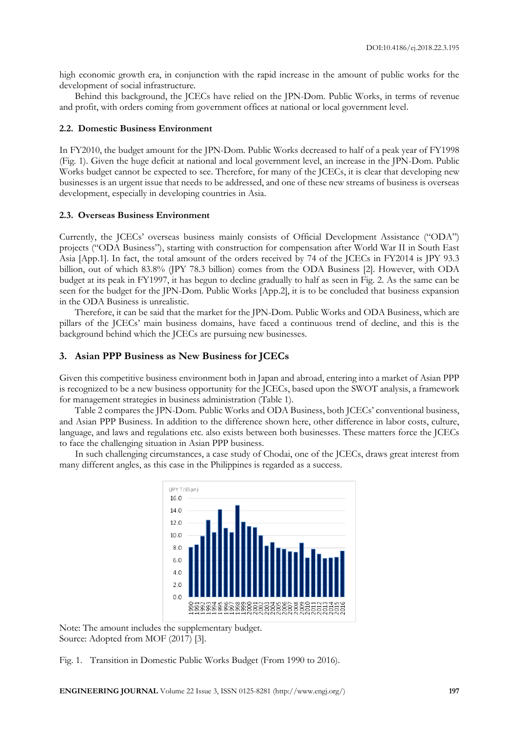high economic growth era, in conjunction with the rapid increase in the amount of public works for the development of social infrastructure.

Behind this background, the JCECs have relied on the JPN-Dom. Public Works, in terms of revenue and profit, with orders coming from government offices at national or local government level.

### 2.2. Domestic Business Environment

In FY2010, the budget amount for the JPN-Dom. Public Works decreased to half of a peak year of FY1998 (Fig. 1). Given the huge deficit at national and local government level, an increase in the JPN-Dom. Public Works budget cannot be expected to see. Therefore, for many of the JCECs, it is clear that developing new businesses is an urgent issue that needs to be addressed, and one of these new streams of business is overseas development, especially in developing countries in Asia.

### 2.3. Overseas Business Environment

Currently, the JCECs' overseas business mainly consists of Official Development Assistance ("ODA") projects ("ODA Business"), starting with construction for compensation after World War II in South East Asia [App.1]. In fact, the total amount of the orders received by 74 of the JCECs in FY2014 is JPY 93.3 billion, out of which 83.8% (JPY 78.3 billion) comes from the ODA Business [2]. However, with ODA budget at its peak in FY1997, it has begun to decline gradually to half as seen in Fig. 2. As the same can be seen for the budget for the JPN-Dom. Public Works [App.2], it is to be concluded that business expansion in the ODA Business is unrealistic.

Therefore, it can be said that the market for the JPN-Dom. Public Works and ODA Business, which are pillars of the JCECs' main business domains, have faced a continuous trend of decline, and this is the background behind which the JCECs are pursuing new businesses.

## 3. Asian PPP Business as New Business for JCECs

Given this competitive business environment both in Japan and abroad, entering into a market of Asian PPP is recognized to be a new business opportunity for the JCECs, based upon the SWOT analysis, a framework for management strategies in business administration (Table 1).

Table 2 compares the JPN-Dom. Public Works and ODA Business, both JCECs' conventional business, and Asian PPP Business. In addition to the difference shown here, other difference in labor costs, culture, language, and laws and regulations etc. also exists between both businesses. These matters force the JCECs to face the challenging situation in Asian PPP business.

In such challenging circumstances, a case study of Chodai, one of the JCECs, draws great interest from many different angles, as this case in the Philippines is regarded as a success.

Note: The amount includes the supplementary budget.
Source: Adopted from MOF (2017) [3].

Fig. 1. Transition in Domestic Public Works Budget (From 1990 to 2016).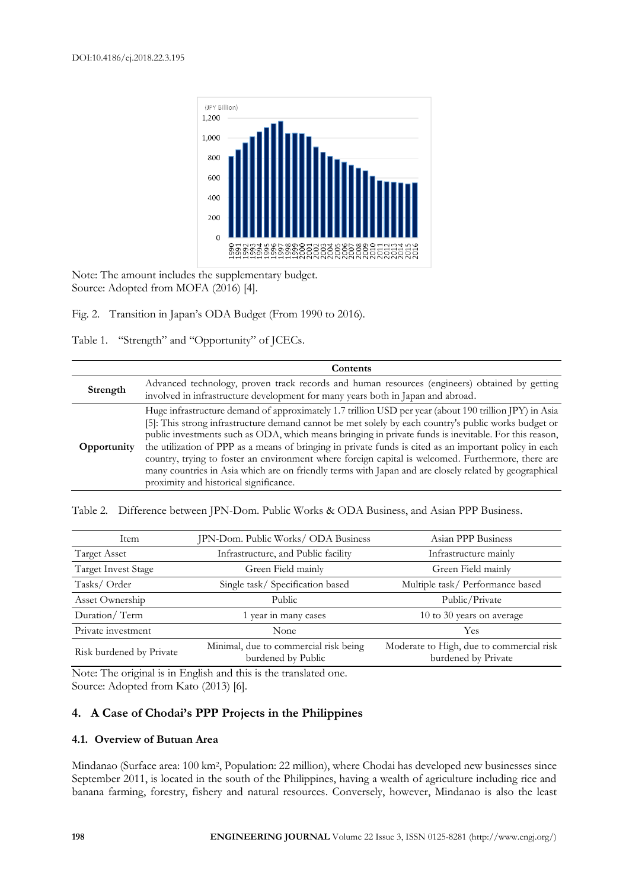Note: The amount includes the supplementary budget.
Source: Adopted from MOFA (2016) [4].

Fig. 2. Transition in Japan's ODA Budget (From 1990 to 2016).

Table 1. "Strength" and "Opportunity" of JCECs.

| | Contents |
|---|---|
| **Strength** | Advanced technology, proven track records and human resources (engineers) obtained by getting involved in infrastructure development for many years both in Japan and abroad. |
| **Opportunity** | Huge infrastructure demand of approximately 1.7 trillion USD per year (about 190 trillion JPY) in Asia [5]: This strong infrastructure demand cannot be met solely by each country's public works budget or public investments such as ODA, which means bringing in private funds is inevitable. For this reason, the utilization of PPP as a means of bringing in private funds is cited as an important policy in each country, trying to foster an environment where foreign capital is welcomed. Furthermore, there are many countries in Asia which are on friendly terms with Japan and are closely related by geographical proximity and historical significance. |

Table 2. Difference between JPN-Dom. Public Works & ODA Business, and Asian PPP Business.

| Item | JPN-Dom. Public Works/ ODA Business | Asian PPP Business |
|---|---|---|
| Target Asset | Infrastructure, and Public facility | Infrastructure mainly |
| Target Invest Stage | Green Field mainly | Green Field mainly |
| Tasks/ Order | Single task/ Specification based | Multiple task/ Performance based |
| Asset Ownership | Public | Public/Private |
| Duration/ Term | 1 year in many cases | 10 to 30 years on average |
| Private investment | None | Yes |
| Risk burdened by Private | Minimal, due to commercial risk being burdened by Public | Moderate to High, due to commercial risk burdened by Private |

Note: The original is in English and this is the translated one.
Source: Adopted from Kato (2013) [6].

## 4. A Case of Chodai's PPP Projects in the Philippines

### 4.1. Overview of Butuan Area

Mindanao (Surface area: 100 km², Population: 22 million), where Chodai has developed new businesses since September 2011, is located in the south of the Philippines, having a wealth of agriculture including rice and banana farming, forestry, fishery and natural resources. Conversely, however, Mindanao is also the least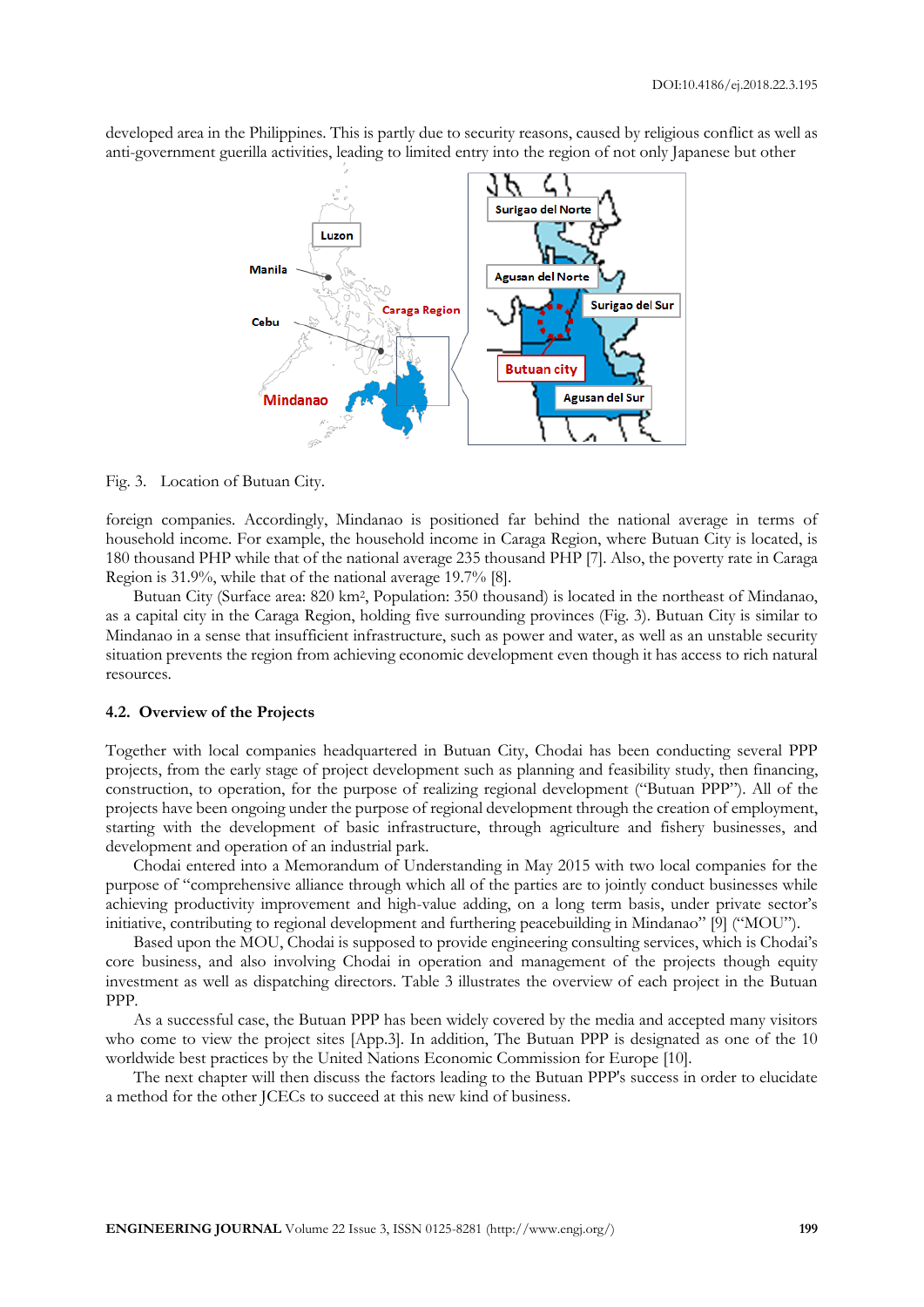developed area in the Philippines. This is partly due to security reasons, caused by religious conflict as well as anti-government guerilla activities, leading to limited entry into the region of not only Japanese but other

Fig. 3. Location of Butuan City.

foreign companies. Accordingly, Mindanao is positioned far behind the national average in terms of household income. For example, the household income in Caraga Region, where Butuan City is located, is 180 thousand PHP while that of the national average 235 thousand PHP [7]. Also, the poverty rate in Caraga Region is 31.9%, while that of the national average 19.7% [8].

Butuan City (Surface area: 820 km², Population: 350 thousand) is located in the northeast of Mindanao, as a capital city in the Caraga Region, holding five surrounding provinces (Fig. 3). Butuan City is similar to Mindanao in a sense that insufficient infrastructure, such as power and water, as well as an unstable security situation prevents the region from achieving economic development even though it has access to rich natural resources.

### 4.2. Overview of the Projects

Together with local companies headquartered in Butuan City, Chodai has been conducting several PPP projects, from the early stage of project development such as planning and feasibility study, then financing, construction, to operation, for the purpose of realizing regional development ("Butuan PPP"). All of the projects have been ongoing under the purpose of regional development through the creation of employment, starting with the development of basic infrastructure, through agriculture and fishery businesses, and development and operation of an industrial park.

Chodai entered into a Memorandum of Understanding in May 2015 with two local companies for the purpose of "comprehensive alliance through which all of the parties are to jointly conduct businesses while achieving productivity improvement and high-value adding, on a long term basis, under private sector's initiative, contributing to regional development and furthering peacebuilding in Mindanao" [9] ("MOU").

Based upon the MOU, Chodai is supposed to provide engineering consulting services, which is Chodai's core business, and also involving Chodai in operation and management of the projects though equity investment as well as dispatching directors. Table 3 illustrates the overview of each project in the Butuan PPP.

As a successful case, the Butuan PPP has been widely covered by the media and accepted many visitors who come to view the project sites [App.3]. In addition, The Butuan PPP is designated as one of the 10 worldwide best practices by the United Nations Economic Commission for Europe [10].

The next chapter will then discuss the factors leading to the Butuan PPP's success in order to elucidate a method for the other JCECs to succeed at this new kind of business.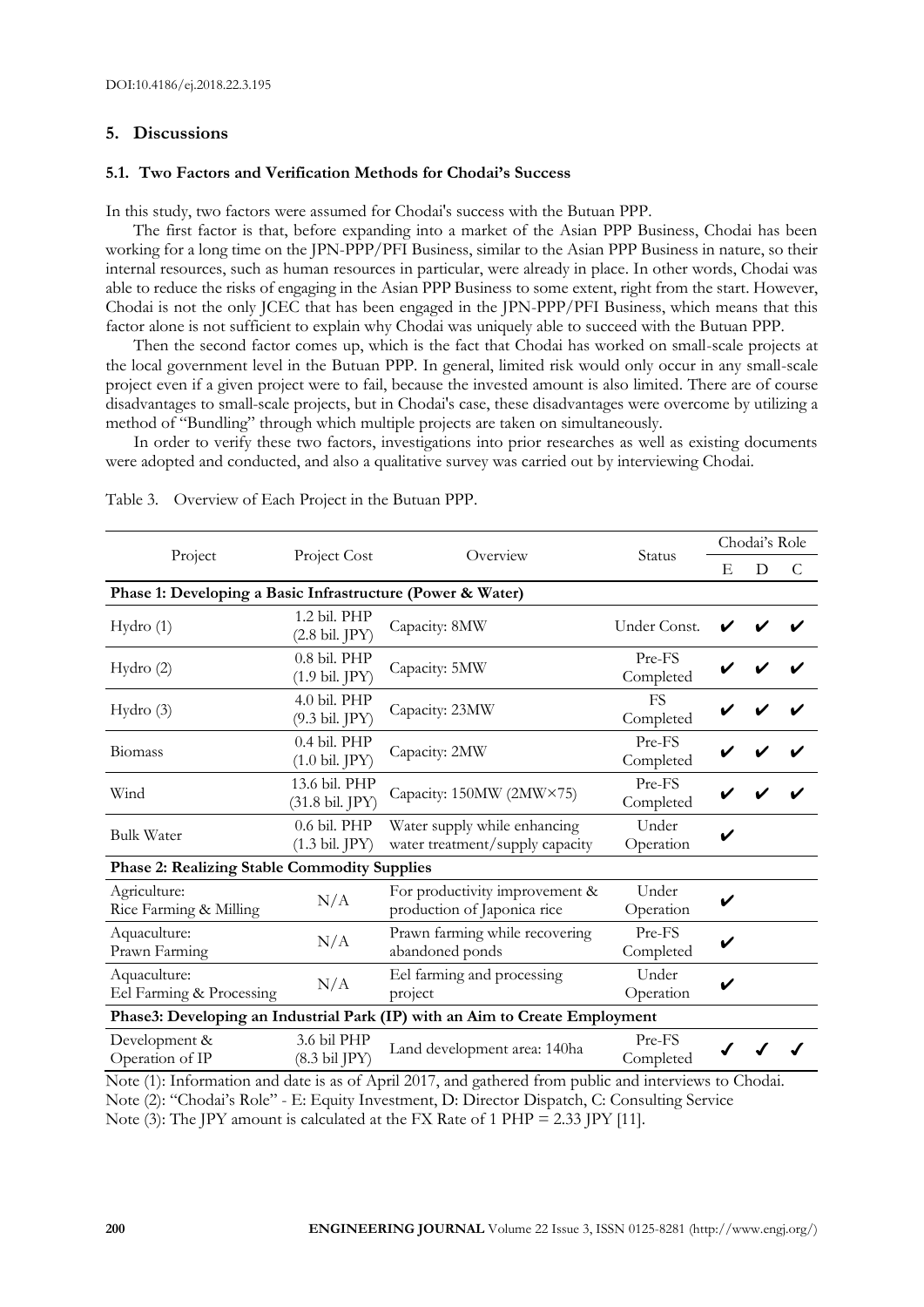## 5. Discussions

### 5.1. Two Factors and Verification Methods for Chodai's Success

In this study, two factors were assumed for Chodai's success with the Butuan PPP.

The first factor is that, before expanding into a market of the Asian PPP Business, Chodai has been working for a long time on the JPN-PPP/PFI Business, similar to the Asian PPP Business in nature, so their internal resources, such as human resources in particular, were already in place. In other words, Chodai was able to reduce the risks of engaging in the Asian PPP Business to some extent, right from the start. However, Chodai is not the only JCEC that has been engaged in the JPN-PPP/PFI Business, which means that this factor alone is not sufficient to explain why Chodai was uniquely able to succeed with the Butuan PPP.

Then the second factor comes up, which is the fact that Chodai has worked on small-scale projects at the local government level in the Butuan PPP. In general, limited risk would only occur in any small-scale project even if a given project were to fail, because the invested amount is also limited. There are of course disadvantages to small-scale projects, but in Chodai's case, these disadvantages were overcome by utilizing a method of "Bundling" through which multiple projects are taken on simultaneously.

In order to verify these two factors, investigations into prior researches as well as existing documents were adopted and conducted, and also a qualitative survey was carried out by interviewing Chodai.

Table 3. Overview of Each Project in the Butuan PPP.

| Project | Project Cost | Overview | Status | Chodai's Role | | |
|---|---|---|---|---|---|---|
| | | | | E | D | C |
| **Phase 1: Developing a Basic Infrastructure (Power & Water)** | | | | | | |
| Hydro (1) | 1.2 bil. PHP (2.8 bil. JPY) | Capacity: 8MW | Under Const. | ✔ | ✔ | ✔ |
| Hydro (2) | 0.8 bil. PHP (1.9 bil. JPY) | Capacity: 5MW | Pre-FS Completed | ✔ | ✔ | ✔ |
| Hydro (3) | 4.0 bil. PHP (9.3 bil. JPY) | Capacity: 23MW | FS Completed | ✔ | ✔ | ✔ |
| Biomass | 0.4 bil. PHP (1.0 bil. JPY) | Capacity: 2MW | Pre-FS Completed | ✔ | ✔ | ✔ |
| Wind | 13.6 bil. PHP (31.8 bil. JPY) | Capacity: 150MW (2MW×75) | Pre-FS Completed | ✔ | ✔ | ✔ |
| Bulk Water | 0.6 bil. PHP (1.3 bil. JPY) | Water supply while enhancing water treatment/supply capacity | Under Operation | ✔ | | |
| **Phase 2: Realizing Stable Commodity Supplies** | | | | | | |
| Agriculture: Rice Farming & Milling | N/A | For productivity improvement & production of Japonica rice | Under Operation | ✔ | | |
| Aquaculture: Prawn Farming | N/A | Prawn farming while recovering abandoned ponds | Pre-FS Completed | ✔ | | |
| Aquaculture: Eel Farming & Processing | N/A | Eel farming and processing project | Under Operation | ✔ | | |
| **Phase3: Developing an Industrial Park (IP) with an Aim to Create Employment** | | | | | | |
| Development & Operation of IP | 3.6 bil PHP (8.3 bil JPY) | Land development area: 140ha | Pre-FS Completed | ✔ | ✔ | ✔ |

Note (1): Information and date is as of April 2017, and gathered from public and interviews to Chodai.
Note (2): "Chodai's Role" - E: Equity Investment, D: Director Dispatch, C: Consulting Service
Note (3): The JPY amount is calculated at the FX Rate of 1 PHP = 2.33 JPY [11].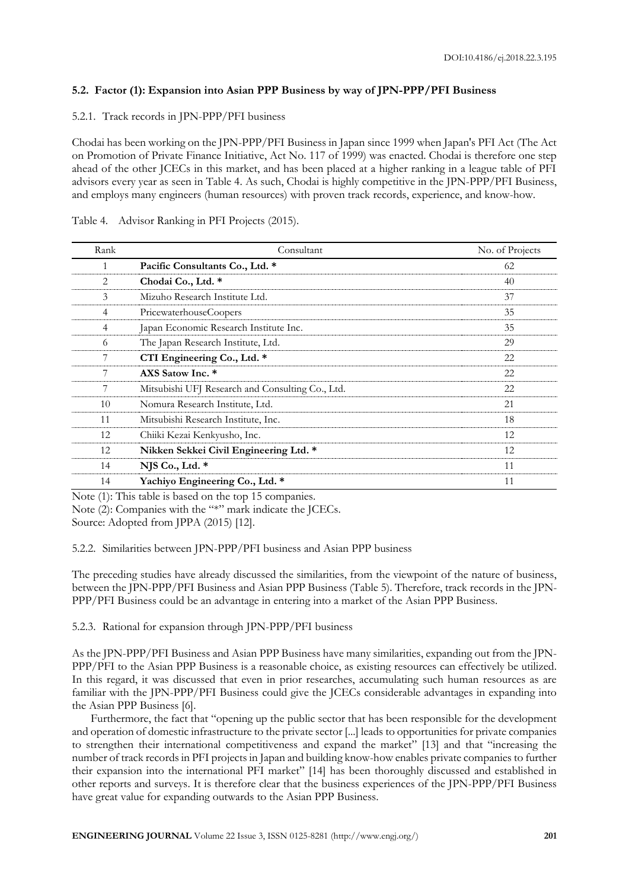### 5.2. Factor (1): Expansion into Asian PPP Business by way of JPN-PPP/PFI Business

#### 5.2.1. Track records in JPN-PPP/PFI business

Chodai has been working on the JPN-PPP/PFI Business in Japan since 1999 when Japan's PFI Act (The Act on Promotion of Private Finance Initiative, Act No. 117 of 1999) was enacted. Chodai is therefore one step ahead of the other JCECs in this market, and has been placed at a higher ranking in a league table of PFI advisors every year as seen in Table 4. As such, Chodai is highly competitive in the JPN-PPP/PFI Business, and employs many engineers (human resources) with proven track records, experience, and know-how.

Table 4. Advisor Ranking in PFI Projects (2015).

| Rank | Consultant | No. of Projects |
|---|---|---|
| 1 | **Pacific Consultants Co., Ltd. *** | 62 |
| 2 | **Chodai Co., Ltd. *** | 40 |
| 3 | Mizuho Research Institute Ltd. | 37 |
| 4 | PricewaterhouseCoopers | 35 |
| 4 | Japan Economic Research Institute Inc. | 35 |
| 6 | The Japan Research Institute, Ltd. | 29 |
| 7 | **CTI Engineering Co., Ltd. *** | 22 |
| 7 | **AXS Satow Inc. *** | 22 |
| 7 | Mitsubishi UFJ Research and Consulting Co., Ltd. | 22 |
| 10 | Nomura Research Institute, Ltd. | 21 |
| 11 | Mitsubishi Research Institute, Inc. | 18 |
| 12 | Chiiki Kezai Kenkyusho, Inc. | 12 |
| 12 | **Nikken Sekkei Civil Engineering Ltd. *** | 12 |
| 14 | **NJS Co., Ltd. *** | 11 |
| 14 | **Yachiyo Engineering Co., Ltd. *** | 11 |

Note (1): This table is based on the top 15 companies.
Note (2): Companies with the "*" mark indicate the JCECs.
Source: Adopted from JPPA (2015) [12].

#### 5.2.2. Similarities between JPN-PPP/PFI business and Asian PPP business

The preceding studies have already discussed the similarities, from the viewpoint of the nature of business, between the JPN-PPP/PFI Business and Asian PPP Business (Table 5). Therefore, track records in the JPN-PPP/PFI Business could be an advantage in entering into a market of the Asian PPP Business.

#### 5.2.3. Rational for expansion through JPN-PPP/PFI business

As the JPN-PPP/PFI Business and Asian PPP Business have many similarities, expanding out from the JPN-PPP/PFI to the Asian PPP Business is a reasonable choice, as existing resources can effectively be utilized. In this regard, it was discussed that even in prior researches, accumulating such human resources as are familiar with the JPN-PPP/PFI Business could give the JCECs considerable advantages in expanding into the Asian PPP Business [6].

Furthermore, the fact that "opening up the public sector that has been responsible for the development and operation of domestic infrastructure to the private sector [...] leads to opportunities for private companies to strengthen their international competitiveness and expand the market" [13] and that "increasing the number of track records in PFI projects in Japan and building know-how enables private companies to further their expansion into the international PFI market" [14] has been thoroughly discussed and established in other reports and surveys. It is therefore clear that the business experiences of the JPN-PPP/PFI Business have great value for expanding outwards to the Asian PPP Business.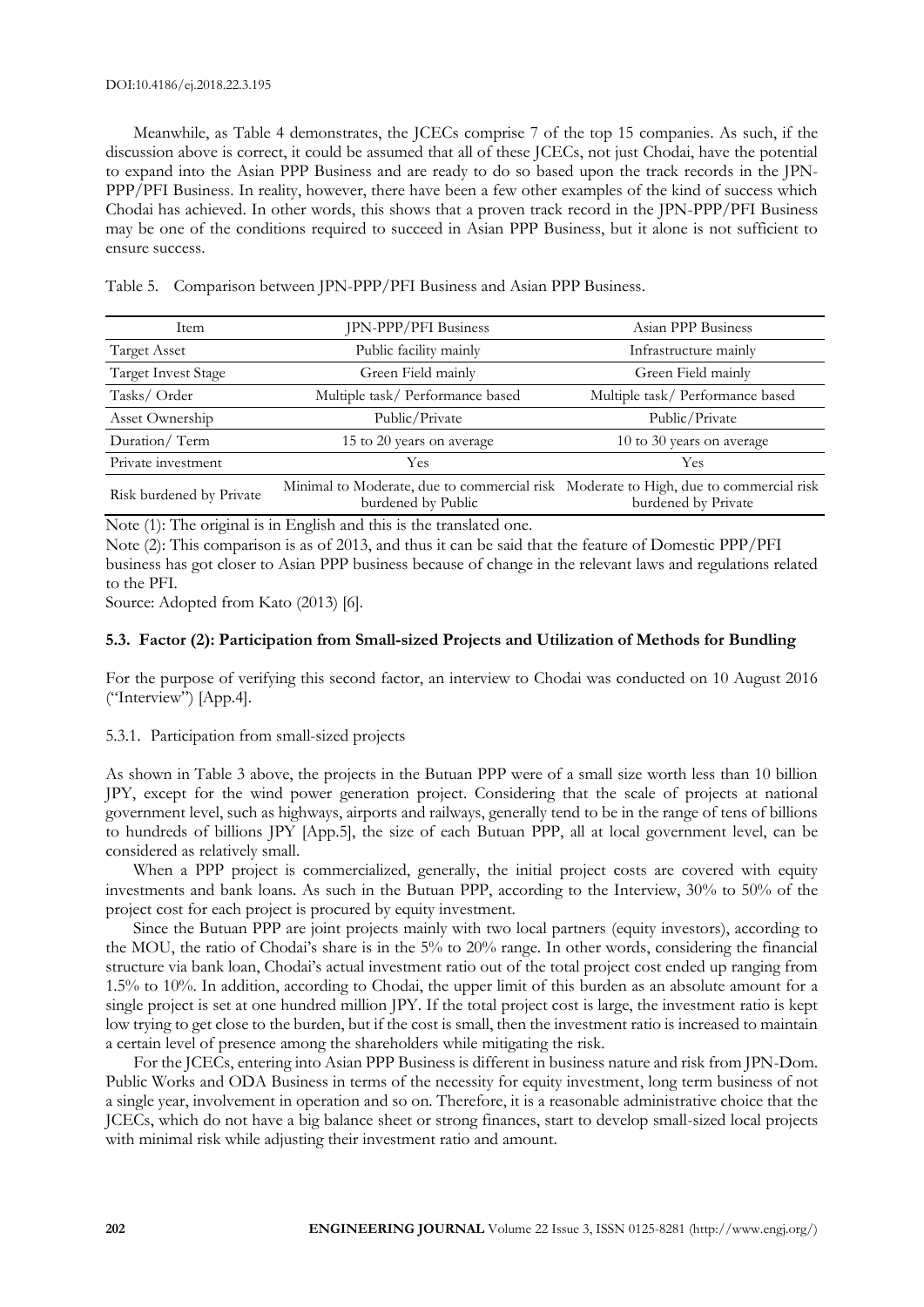Meanwhile, as Table 4 demonstrates, the JCECs comprise 7 of the top 15 companies. As such, if the discussion above is correct, it could be assumed that all of these JCECs, not just Chodai, have the potential to expand into the Asian PPP Business and are ready to do so based upon the track records in the JPN-PPP/PFI Business. In reality, however, there have been a few other examples of the kind of success which Chodai has achieved. In other words, this shows that a proven track record in the JPN-PPP/PFI Business may be one of the conditions required to succeed in Asian PPP Business, but it alone is not sufficient to ensure success.

Table 5. Comparison between JPN-PPP/PFI Business and Asian PPP Business.

| Item | JPN-PPP/PFI Business | Asian PPP Business |
| --- | --- | --- |
| Target Asset | Public facility mainly | Infrastructure mainly |
| Target Invest Stage | Green Field mainly | Green Field mainly |
| Tasks/ Order | Multiple task/ Performance based | Multiple task/ Performance based |
| Asset Ownership | Public/Private | Public/Private |
| Duration/ Term | 15 to 20 years on average | 10 to 30 years on average |
| Private investment | Yes | Yes |
| Risk burdened by Private | Minimal to Moderate, due to commercial risk burdened by Public | Moderate to High, due to commercial risk burdened by Private |

Note (1): The original is in English and this is the translated one.

Note (2): This comparison is as of 2013, and thus it can be said that the feature of Domestic PPP/PFI business has got closer to Asian PPP business because of change in the relevant laws and regulations related to the PFI.

Source: Adopted from Kato (2013) [6].

### 5.3. Factor (2): Participation from Small-sized Projects and Utilization of Methods for Bundling

For the purpose of verifying this second factor, an interview to Chodai was conducted on 10 August 2016 ("Interview") [App.4].

#### 5.3.1. Participation from small-sized projects

As shown in Table 3 above, the projects in the Butuan PPP were of a small size worth less than 10 billion JPY, except for the wind power generation project. Considering that the scale of projects at national government level, such as highways, airports and railways, generally tend to be in the range of tens of billions to hundreds of billions JPY [App.5], the size of each Butuan PPP, all at local government level, can be considered as relatively small.

When a PPP project is commercialized, generally, the initial project costs are covered with equity investments and bank loans. As such in the Butuan PPP, according to the Interview, 30% to 50% of the project cost for each project is procured by equity investment.

Since the Butuan PPP are joint projects mainly with two local partners (equity investors), according to the MOU, the ratio of Chodai's share is in the 5% to 20% range. In other words, considering the financial structure via bank loan, Chodai's actual investment ratio out of the total project cost ended up ranging from 1.5% to 10%. In addition, according to Chodai, the upper limit of this burden as an absolute amount for a single project is set at one hundred million JPY. If the total project cost is large, the investment ratio is kept low trying to get close to the burden, but if the cost is small, then the investment ratio is increased to maintain a certain level of presence among the shareholders while mitigating the risk.

For the JCECs, entering into Asian PPP Business is different in business nature and risk from JPN-Dom. Public Works and ODA Business in terms of the necessity for equity investment, long term business of not a single year, involvement in operation and so on. Therefore, it is a reasonable administrative choice that the JCECs, which do not have a big balance sheet or strong finances, start to develop small-sized local projects with minimal risk while adjusting their investment ratio and amount.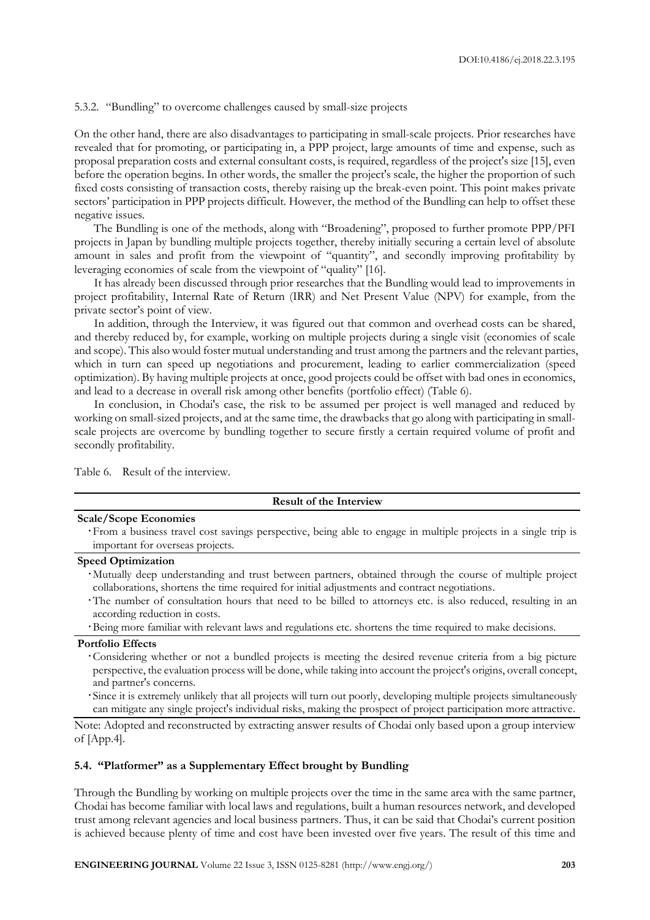5.3.2. "Bundling" to overcome challenges caused by small-size projects

On the other hand, there are also disadvantages to participating in small-scale projects. Prior researches have revealed that for promoting, or participating in, a PPP project, large amounts of time and expense, such as proposal preparation costs and external consultant costs, is required, regardless of the project's size [15], even before the operation begins. In other words, the smaller the project's scale, the higher the proportion of such fixed costs consisting of transaction costs, thereby raising up the break-even point. This point makes private sectors' participation in PPP projects difficult. However, the method of the Bundling can help to offset these negative issues.

The Bundling is one of the methods, along with "Broadening", proposed to further promote PPP/PFI projects in Japan by bundling multiple projects together, thereby initially securing a certain level of absolute amount in sales and profit from the viewpoint of "quantity", and secondly improving profitability by leveraging economies of scale from the viewpoint of "quality" [16].

It has already been discussed through prior researches that the Bundling would lead to improvements in project profitability, Internal Rate of Return (IRR) and Net Present Value (NPV) for example, from the private sector's point of view.

In addition, through the Interview, it was figured out that common and overhead costs can be shared, and thereby reduced by, for example, working on multiple projects during a single visit (economies of scale and scope). This also would foster mutual understanding and trust among the partners and the relevant parties, which in turn can speed up negotiations and procurement, leading to earlier commercialization (speed optimization). By having multiple projects at once, good projects could be offset with bad ones in economics, and lead to a decrease in overall risk among other benefits (portfolio effect) (Table 6).

In conclusion, in Chodai's case, the risk to be assumed per project is well managed and reduced by working on small-sized projects, and at the same time, the drawbacks that go along with participating in small-scale projects are overcome by bundling together to secure firstly a certain required volume of profit and secondly profitability.

Table 6. Result of the interview.

| Result of the Interview |
|---|
| **Scale/Scope Economies** |
| ・From a business travel cost savings perspective, being able to engage in multiple projects in a single trip is important for overseas projects. |
| **Speed Optimization** |
| ・Mutually deep understanding and trust between partners, obtained through the course of multiple project collaborations, shortens the time required for initial adjustments and contract negotiations.<br>・The number of consultation hours that need to be billed to attorneys etc. is also reduced, resulting in an according reduction in costs.<br>・Being more familiar with relevant laws and regulations etc. shortens the time required to make decisions. |
| **Portfolio Effects** |
| ・Considering whether or not a bundled projects is meeting the desired revenue criteria from a big picture perspective, the evaluation process will be done, while taking into account the project's origins, overall concept, and partner's concerns.<br>・Since it is extremely unlikely that all projects will turn out poorly, developing multiple projects simultaneously can mitigate any single project's individual risks, making the prospect of project participation more attractive. |

Note: Adopted and reconstructed by extracting answer results of Chodai only based upon a group interview of [App.4].

### 5.4. "Platformer" as a Supplementary Effect brought by Bundling

Through the Bundling by working on multiple projects over the time in the same area with the same partner, Chodai has become familiar with local laws and regulations, built a human resources network, and developed trust among relevant agencies and local business partners. Thus, it can be said that Chodai's current position is achieved because plenty of time and cost have been invested over five years. The result of this time and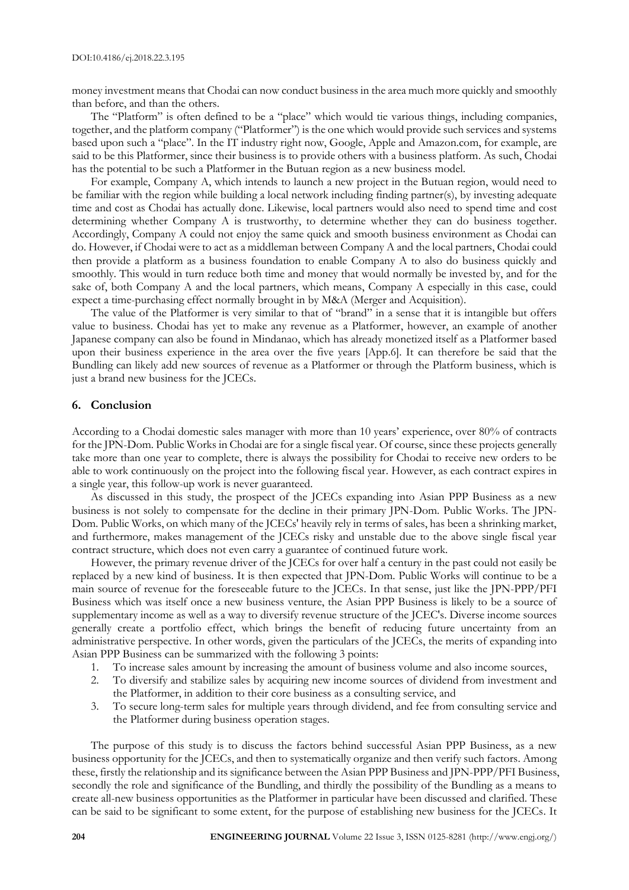money investment means that Chodai can now conduct business in the area much more quickly and smoothly than before, and than the others.

The "Platform" is often defined to be a "place" which would tie various things, including companies, together, and the platform company ("Platformer") is the one which would provide such services and systems based upon such a "place". In the IT industry right now, Google, Apple and Amazon.com, for example, are said to be this Platformer, since their business is to provide others with a business platform. As such, Chodai has the potential to be such a Platformer in the Butuan region as a new business model.

For example, Company A, which intends to launch a new project in the Butuan region, would need to be familiar with the region while building a local network including finding partner(s), by investing adequate time and cost as Chodai has actually done. Likewise, local partners would also need to spend time and cost determining whether Company A is trustworthy, to determine whether they can do business together. Accordingly, Company A could not enjoy the same quick and smooth business environment as Chodai can do. However, if Chodai were to act as a middleman between Company A and the local partners, Chodai could then provide a platform as a business foundation to enable Company A to also do business quickly and smoothly. This would in turn reduce both time and money that would normally be invested by, and for the sake of, both Company A and the local partners, which means, Company A especially in this case, could expect a time-purchasing effect normally brought in by M&A (Merger and Acquisition).

The value of the Platformer is very similar to that of "brand" in a sense that it is intangible but offers value to business. Chodai has yet to make any revenue as a Platformer, however, an example of another Japanese company can also be found in Mindanao, which has already monetized itself as a Platformer based upon their business experience in the area over the five years [App.6]. It can therefore be said that the Bundling can likely add new sources of revenue as a Platformer or through the Platform business, which is just a brand new business for the JCECs.

## 6. Conclusion

According to a Chodai domestic sales manager with more than 10 years' experience, over 80% of contracts for the JPN-Dom. Public Works in Chodai are for a single fiscal year. Of course, since these projects generally take more than one year to complete, there is always the possibility for Chodai to receive new orders to be able to work continuously on the project into the following fiscal year. However, as each contract expires in a single year, this follow-up work is never guaranteed.

As discussed in this study, the prospect of the JCECs expanding into Asian PPP Business as a new business is not solely to compensate for the decline in their primary JPN-Dom. Public Works. The JPN-Dom. Public Works, on which many of the JCECs' heavily rely in terms of sales, has been a shrinking market, and furthermore, makes management of the JCECs risky and unstable due to the above single fiscal year contract structure, which does not even carry a guarantee of continued future work.

However, the primary revenue driver of the JCECs for over half a century in the past could not easily be replaced by a new kind of business. It is then expected that JPN-Dom. Public Works will continue to be a main source of revenue for the foreseeable future to the JCECs. In that sense, just like the JPN-PPP/PFI Business which was itself once a new business venture, the Asian PPP Business is likely to be a source of supplementary income as well as a way to diversify revenue structure of the JCEC's. Diverse income sources generally create a portfolio effect, which brings the benefit of reducing future uncertainty from an administrative perspective. In other words, given the particulars of the JCECs, the merits of expanding into Asian PPP Business can be summarized with the following 3 points:

1. To increase sales amount by increasing the amount of business volume and also income sources,
2. To diversify and stabilize sales by acquiring new income sources of dividend from investment and the Platformer, in addition to their core business as a consulting service, and
3. To secure long-term sales for multiple years through dividend, and fee from consulting service and the Platformer during business operation stages.

The purpose of this study is to discuss the factors behind successful Asian PPP Business, as a new business opportunity for the JCECs, and then to systematically organize and then verify such factors. Among these, firstly the relationship and its significance between the Asian PPP Business and JPN-PPP/PFI Business, secondly the role and significance of the Bundling, and thirdly the possibility of the Bundling as a means to create all-new business opportunities as the Platformer in particular have been discussed and clarified. These can be said to be significant to some extent, for the purpose of establishing new business for the JCECs. It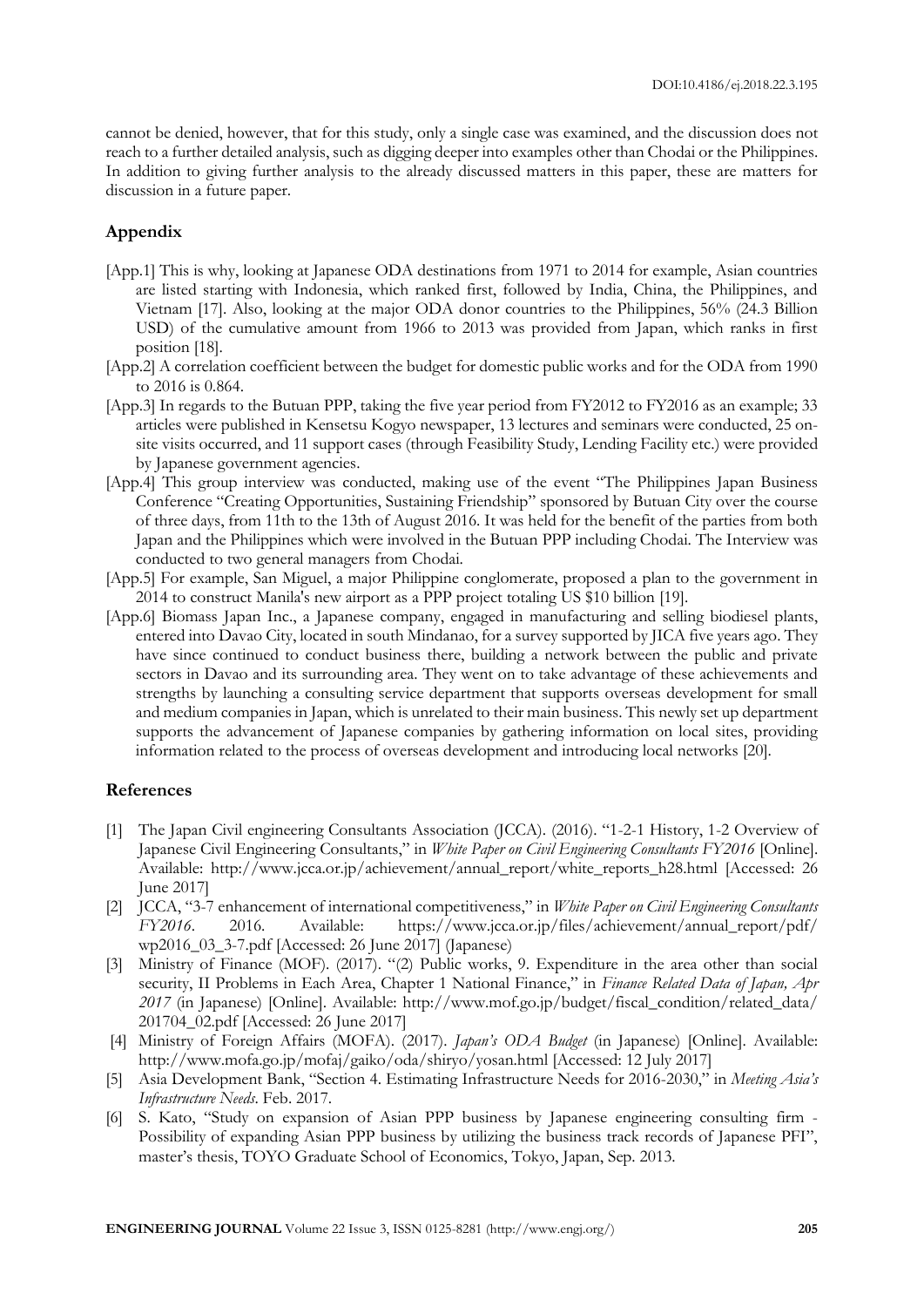cannot be denied, however, that for this study, only a single case was examined, and the discussion does not reach to a further detailed analysis, such as digging deeper into examples other than Chodai or the Philippines. In addition to giving further analysis to the already discussed matters in this paper, these are matters for discussion in a future paper.

## Appendix

[App.1] This is why, looking at Japanese ODA destinations from 1971 to 2014 for example, Asian countries are listed starting with Indonesia, which ranked first, followed by India, China, the Philippines, and Vietnam [17]. Also, looking at the major ODA donor countries to the Philippines, 56% (24.3 Billion USD) of the cumulative amount from 1966 to 2013 was provided from Japan, which ranks in first position [18].

[App.2] A correlation coefficient between the budget for domestic public works and for the ODA from 1990 to 2016 is 0.864.

[App.3] In regards to the Butuan PPP, taking the five year period from FY2012 to FY2016 as an example; 33 articles were published in Kensetsu Kogyo newspaper, 13 lectures and seminars were conducted, 25 on-site visits occurred, and 11 support cases (through Feasibility Study, Lending Facility etc.) were provided by Japanese government agencies.

[App.4] This group interview was conducted, making use of the event "The Philippines Japan Business Conference "Creating Opportunities, Sustaining Friendship" sponsored by Butuan City over the course of three days, from 11th to the 13th of August 2016. It was held for the benefit of the parties from both Japan and the Philippines which were involved in the Butuan PPP including Chodai. The Interview was conducted to two general managers from Chodai.

[App.5] For example, San Miguel, a major Philippine conglomerate, proposed a plan to the government in 2014 to construct Manila's new airport as a PPP project totaling US $10 billion [19].

[App.6] Biomass Japan Inc., a Japanese company, engaged in manufacturing and selling biodiesel plants, entered into Davao City, located in south Mindanao, for a survey supported by JICA five years ago. They have since continued to conduct business there, building a network between the public and private sectors in Davao and its surrounding area. They went on to take advantage of these achievements and strengths by launching a consulting service department that supports overseas development for small and medium companies in Japan, which is unrelated to their main business. This newly set up department supports the advancement of Japanese companies by gathering information on local sites, providing information related to the process of overseas development and introducing local networks [20].

## References

[1] The Japan Civil engineering Consultants Association (JCCA). (2016). "1-2-1 History, 1-2 Overview of Japanese Civil Engineering Consultants," in *White Paper on Civil Engineering Consultants FY2016* [Online]. Available: http://www.jcca.or.jp/achievement/annual_report/white_reports_h28.html [Accessed: 26 June 2017]

[2] JCCA, "3-7 enhancement of international competitiveness," in *White Paper on Civil Engineering Consultants FY2016*. 2016. Available: https://www.jcca.or.jp/files/achievement/annual_report/pdf/wp2016_03_3-7.pdf [Accessed: 26 June 2017] (Japanese)

[3] Ministry of Finance (MOF). (2017). "(2) Public works, 9. Expenditure in the area other than social security, II Problems in Each Area, Chapter 1 National Finance," in *Finance Related Data of Japan, Apr 2017* (in Japanese) [Online]. Available: http://www.mof.go.jp/budget/fiscal_condition/related_data/201704_02.pdf [Accessed: 26 June 2017]

[4] Ministry of Foreign Affairs (MOFA). (2017). *Japan's ODA Budget* (in Japanese) [Online]. Available: http://www.mofa.go.jp/mofaj/gaiko/oda/shiryo/yosan.html [Accessed: 12 July 2017]

[5] Asia Development Bank, "Section 4. Estimating Infrastructure Needs for 2016-2030," in *Meeting Asia's Infrastructure Needs*. Feb. 2017.

[6] S. Kato, "Study on expansion of Asian PPP business by Japanese engineering consulting firm - Possibility of expanding Asian PPP business by utilizing the business track records of Japanese PFI", master's thesis, TOYO Graduate School of Economics, Tokyo, Japan, Sep. 2013.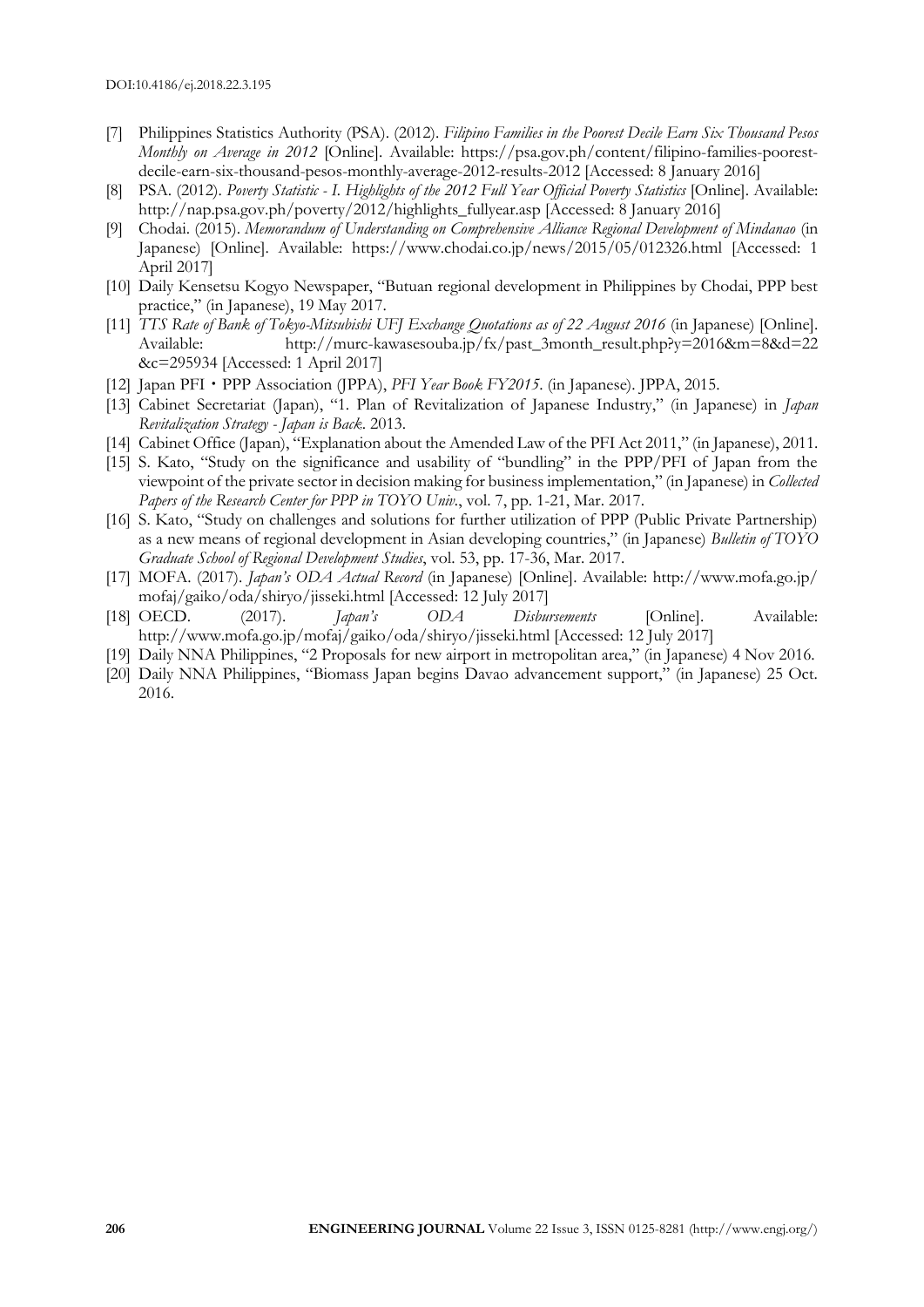[7] Philippines Statistics Authority (PSA). (2012). *Filipino Families in the Poorest Decile Earn Six Thousand Pesos Monthly on Average in 2012* [Online]. Available: https://psa.gov.ph/content/filipino-families-poorest-decile-earn-six-thousand-pesos-monthly-average-2012-results-2012 [Accessed: 8 January 2016]

[8] PSA. (2012). *Poverty Statistic - I. Highlights of the 2012 Full Year Official Poverty Statistics* [Online]. Available: http://nap.psa.gov.ph/poverty/2012/highlights_fullyear.asp [Accessed: 8 January 2016]

[9] Chodai. (2015). *Memorandum of Understanding on Comprehensive Alliance Regional Development of Mindanao* (in Japanese) [Online]. Available: https://www.chodai.co.jp/news/2015/05/012326.html [Accessed: 1 April 2017]

[10] Daily Kensetsu Kogyo Newspaper, "Butuan regional development in Philippines by Chodai, PPP best practice," (in Japanese), 19 May 2017.

[11] *TTS Rate of Bank of Tokyo-Mitsubishi UFJ Exchange Quotations as of 22 August 2016* (in Japanese) [Online]. Available: http://murc-kawasesouba.jp/fx/past_3month_result.php?y=2016&m=8&d=22&c=295934 [Accessed: 1 April 2017]

[12] Japan PFI・PPP Association (JPPA), *PFI Year Book FY2015*. (in Japanese). JPPA, 2015.

[13] Cabinet Secretariat (Japan), "1. Plan of Revitalization of Japanese Industry," (in Japanese) in *Japan Revitalization Strategy - Japan is Back*. 2013.

[14] Cabinet Office (Japan), "Explanation about the Amended Law of the PFI Act 2011," (in Japanese), 2011.

[15] S. Kato, "Study on the significance and usability of "bundling" in the PPP/PFI of Japan from the viewpoint of the private sector in decision making for business implementation," (in Japanese) in *Collected Papers of the Research Center for PPP in TOYO Univ.*, vol. 7, pp. 1-21, Mar. 2017.

[16] S. Kato, "Study on challenges and solutions for further utilization of PPP (Public Private Partnership) as a new means of regional development in Asian developing countries," (in Japanese) *Bulletin of TOYO Graduate School of Regional Development Studies*, vol. 53, pp. 17-36, Mar. 2017.

[17] MOFA. (2017). *Japan's ODA Actual Record* (in Japanese) [Online]. Available: http://www.mofa.go.jp/mofaj/gaiko/oda/shiryo/jisseki.html [Accessed: 12 July 2017]

[18] OECD. (2017). *Japan's ODA Disbursements* [Online]. Available: http://www.mofa.go.jp/mofaj/gaiko/oda/shiryo/jisseki.html [Accessed: 12 July 2017]

[19] Daily NNA Philippines, "2 Proposals for new airport in metropolitan area," (in Japanese) 4 Nov 2016.

[20] Daily NNA Philippines, "Biomass Japan begins Davao advancement support," (in Japanese) 25 Oct. 2016.